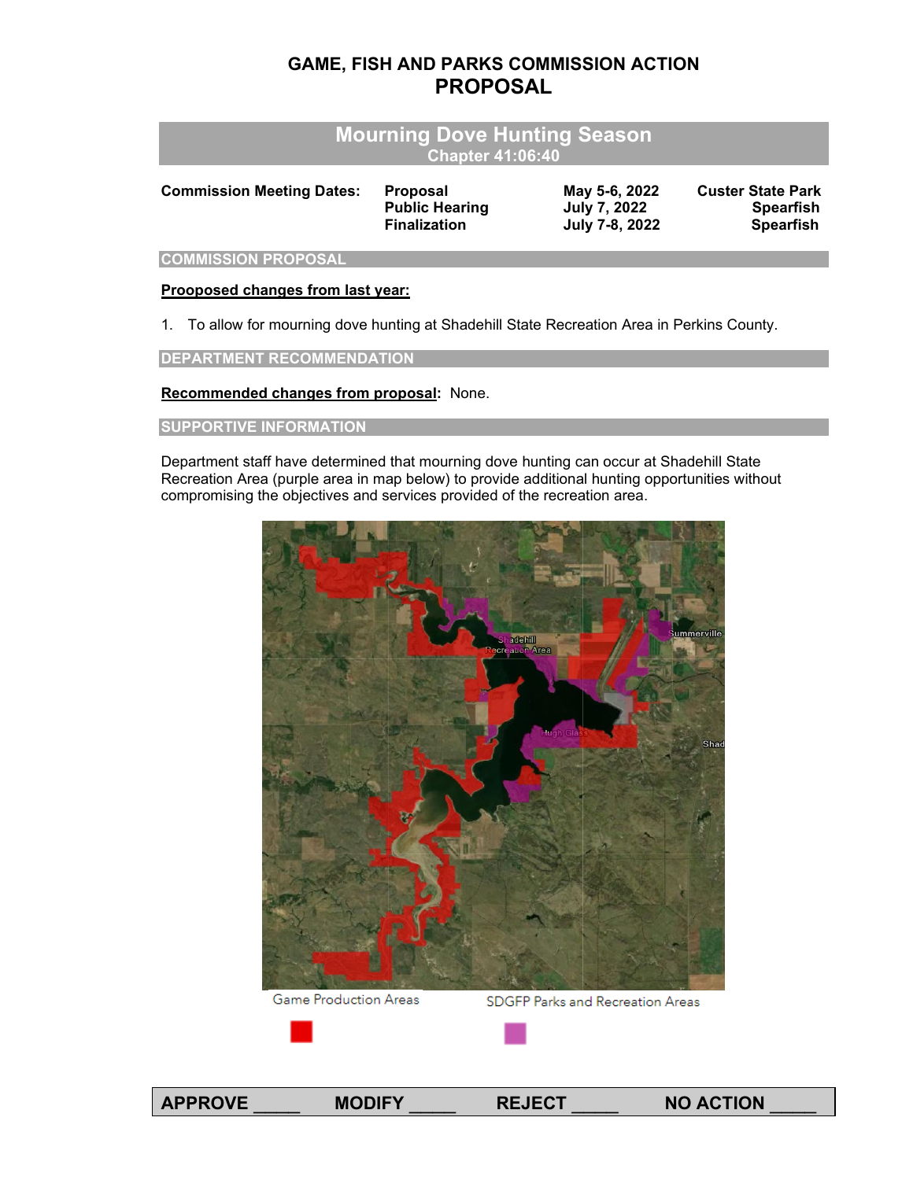# GAME, FISH AND PARKS COMMISSION ACTION
# PROPOSAL

## Mourning Dove Hunting Season
### Chapter 41:06:40

| Commission Meeting Dates: | | | |
|---|---|---|---|
| | Proposal | May 5-6, 2022 | Custer State Park |
| | Public Hearing | July 7, 2022 | Spearfish |
| | Finalization | July 7-8, 2022 | Spearfish |

## COMMISSION PROPOSAL

**Prooposed changes from last year:**

1. To allow for mourning dove hunting at Shadehill State Recreation Area in Perkins County.

## DEPARTMENT RECOMMENDATION

**Recommended changes from proposal:** None.

## SUPPORTIVE INFORMATION

Department staff have determined that mourning dove hunting can occur at Shadehill State Recreation Area (purple area in map below) to provide additional hunting opportunities without compromising the objectives and services provided of the recreation area.

Game Production Areas    SDGFP Parks and Recreation Areas

APPROVE _____ MODIFY _____ REJECT _____ NO ACTION _____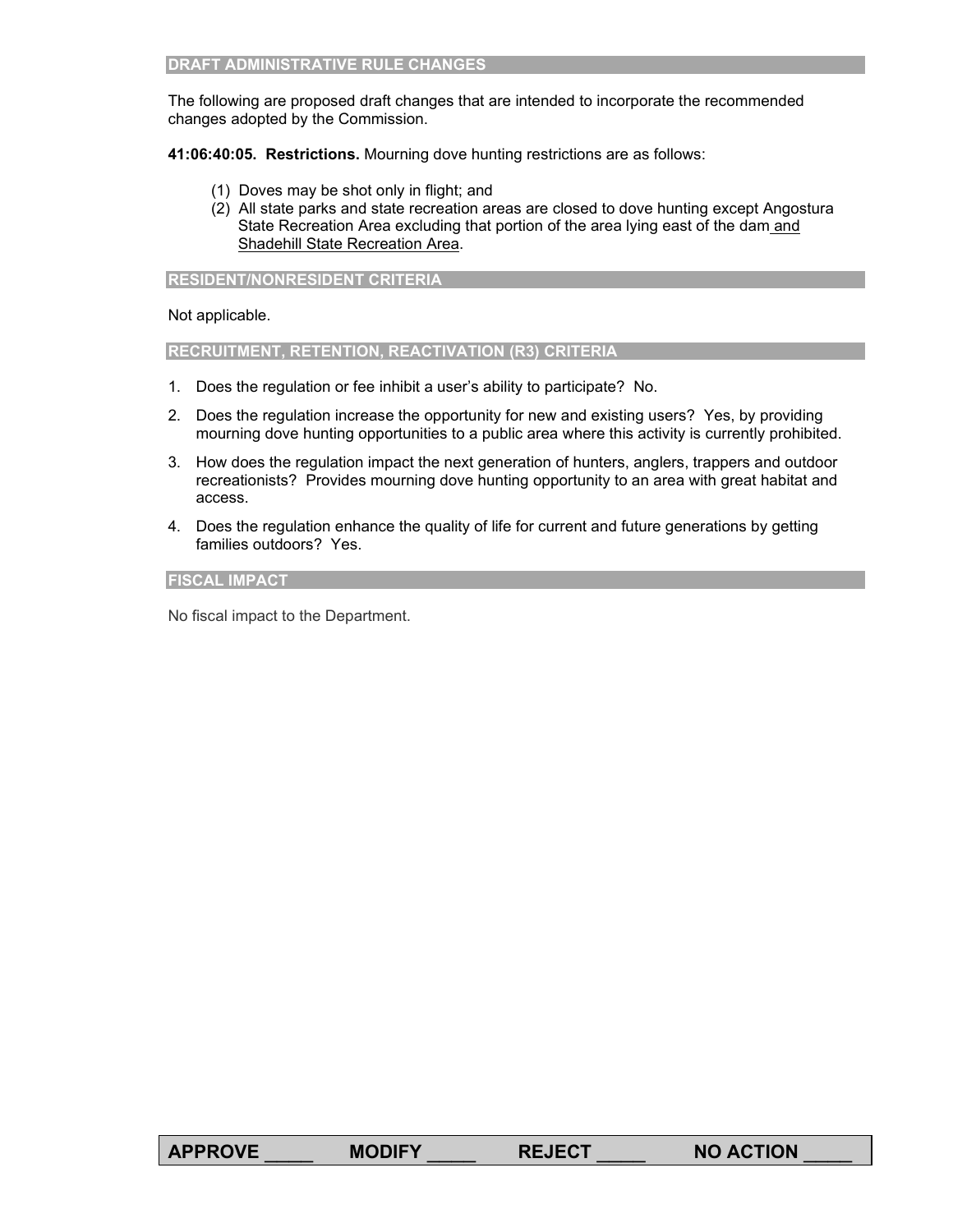## DRAFT ADMINISTRATIVE RULE CHANGES

The following are proposed draft changes that are intended to incorporate the recommended changes adopted by the Commission.

**41:06:40:05. Restrictions.** Mourning dove hunting restrictions are as follows:

(1) Doves may be shot only in flight; and
(2) All state parks and state recreation areas are closed to dove hunting except Angostura State Recreation Area excluding that portion of the area lying east of the dam <u>and Shadehill State Recreation Area</u>.

## RESIDENT/NONRESIDENT CRITERIA

Not applicable.

## RECRUITMENT, RETENTION, REACTIVATION (R3) CRITERIA

1. Does the regulation or fee inhibit a user's ability to participate? No.
2. Does the regulation increase the opportunity for new and existing users? Yes, by providing mourning dove hunting opportunities to a public area where this activity is currently prohibited.
3. How does the regulation impact the next generation of hunters, anglers, trappers and outdoor recreationists? Provides mourning dove hunting opportunity to an area with great habitat and access.
4. Does the regulation enhance the quality of life for current and future generations by getting families outdoors? Yes.

## FISCAL IMPACT

No fiscal impact to the Department.

**APPROVE _____ MODIFY _____ REJECT _____ NO ACTION _____**